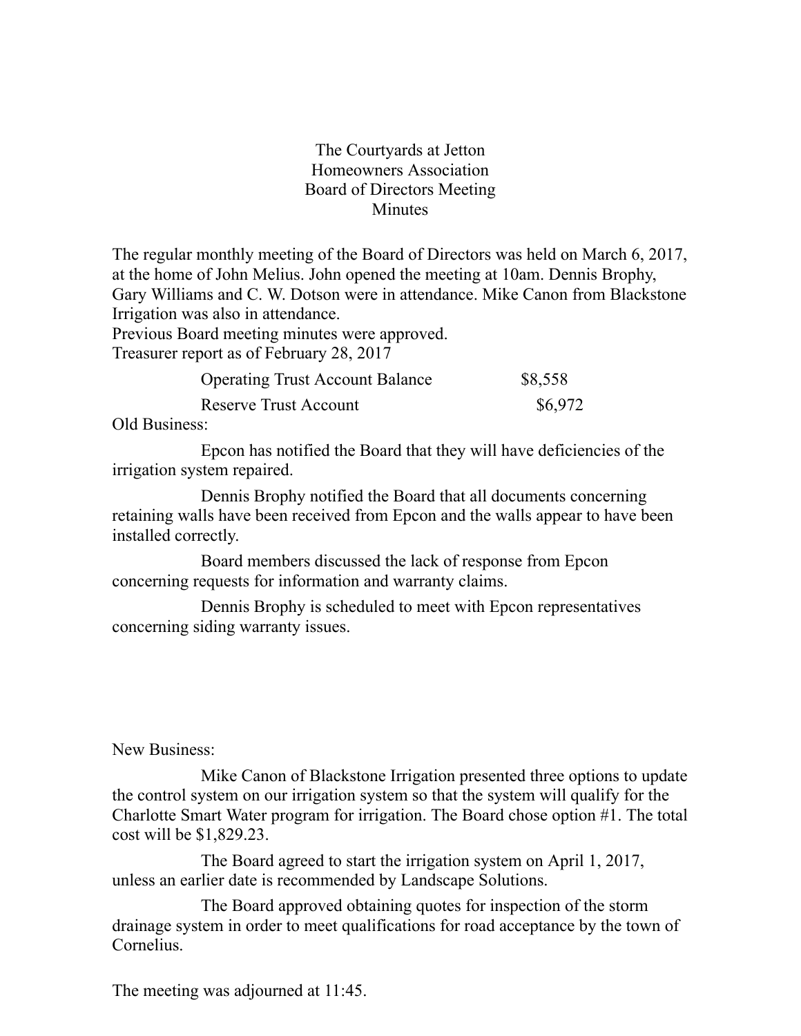# The Courtyards at Jetton
## Homeowners Association
## Board of Directors Meeting
## Minutes

The regular monthly meeting of the Board of Directors was held on March 6, 2017, at the home of John Melius. John opened the meeting at 10am. Dennis Brophy, Gary Williams and C. W. Dotson were in attendance. Mike Canon from Blackstone Irrigation was also in attendance.

Previous Board meeting minutes were approved.

Treasurer report as of February 28, 2017

| | |
|---|---|
| Operating Trust Account Balance | $8,558 |
| Reserve Trust Account | $6,972 |

Old Business:

Epcon has notified the Board that they will have deficiencies of the irrigation system repaired.

Dennis Brophy notified the Board that all documents concerning retaining walls have been received from Epcon and the walls appear to have been installed correctly.

Board members discussed the lack of response from Epcon concerning requests for information and warranty claims.

Dennis Brophy is scheduled to meet with Epcon representatives concerning siding warranty issues.

New Business:

Mike Canon of Blackstone Irrigation presented three options to update the control system on our irrigation system so that the system will qualify for the Charlotte Smart Water program for irrigation. The Board chose option #1. The total cost will be $1,829.23.

The Board agreed to start the irrigation system on April 1, 2017, unless an earlier date is recommended by Landscape Solutions.

The Board approved obtaining quotes for inspection of the storm drainage system in order to meet qualifications for road acceptance by the town of Cornelius.

The meeting was adjourned at 11:45.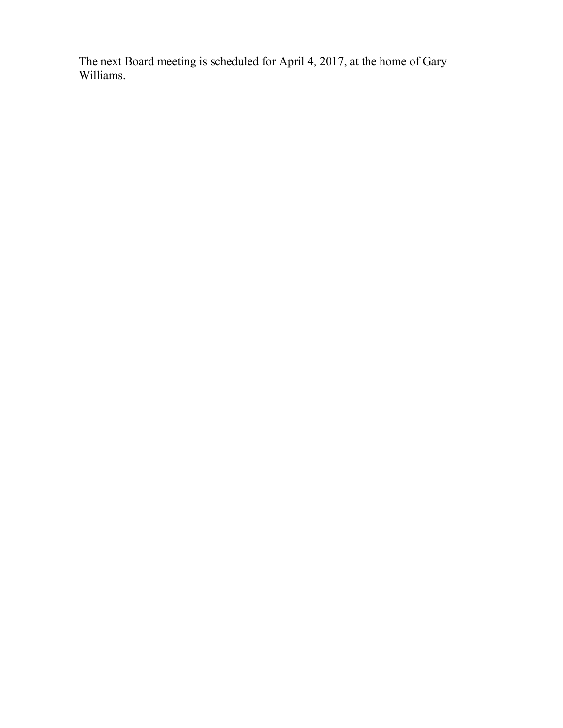The next Board meeting is scheduled for April 4, 2017, at the home of Gary Williams.